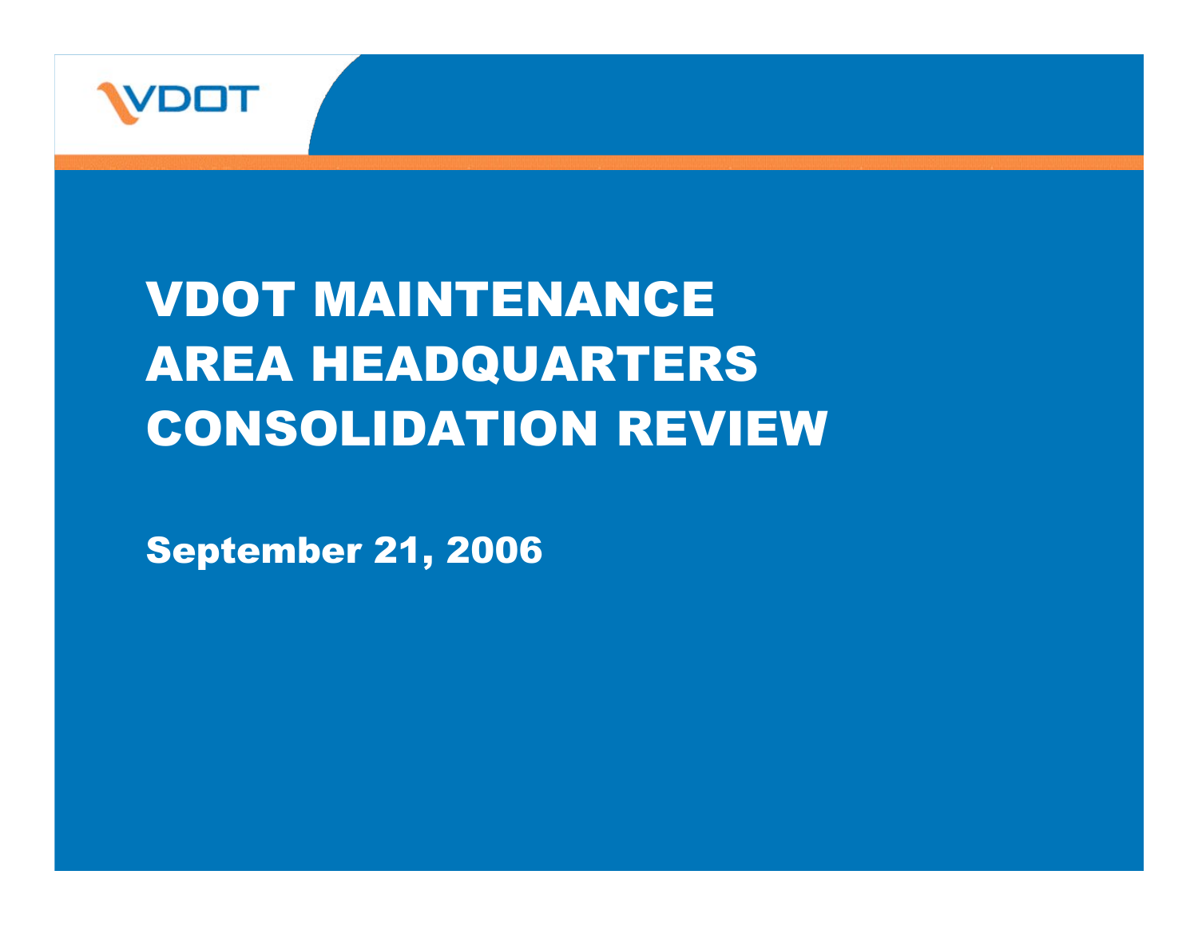# VDOT MAINTENANCE AREA HEADQUARTERS CONSOLIDATION REVIEW

**September 21, 2006**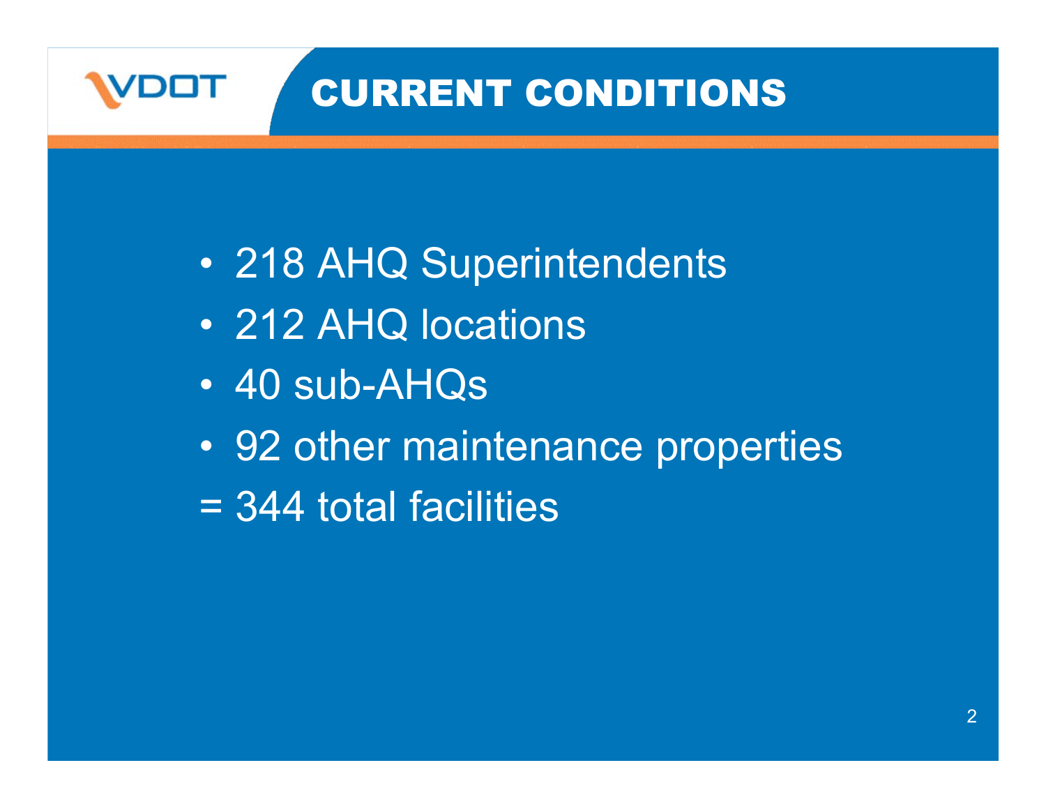# CURRENT CONDITIONS

- 218 AHQ Superintendents
- 212 AHQ locations
- 40 sub-AHQs
- 92 other maintenance properties

= 344 total facilities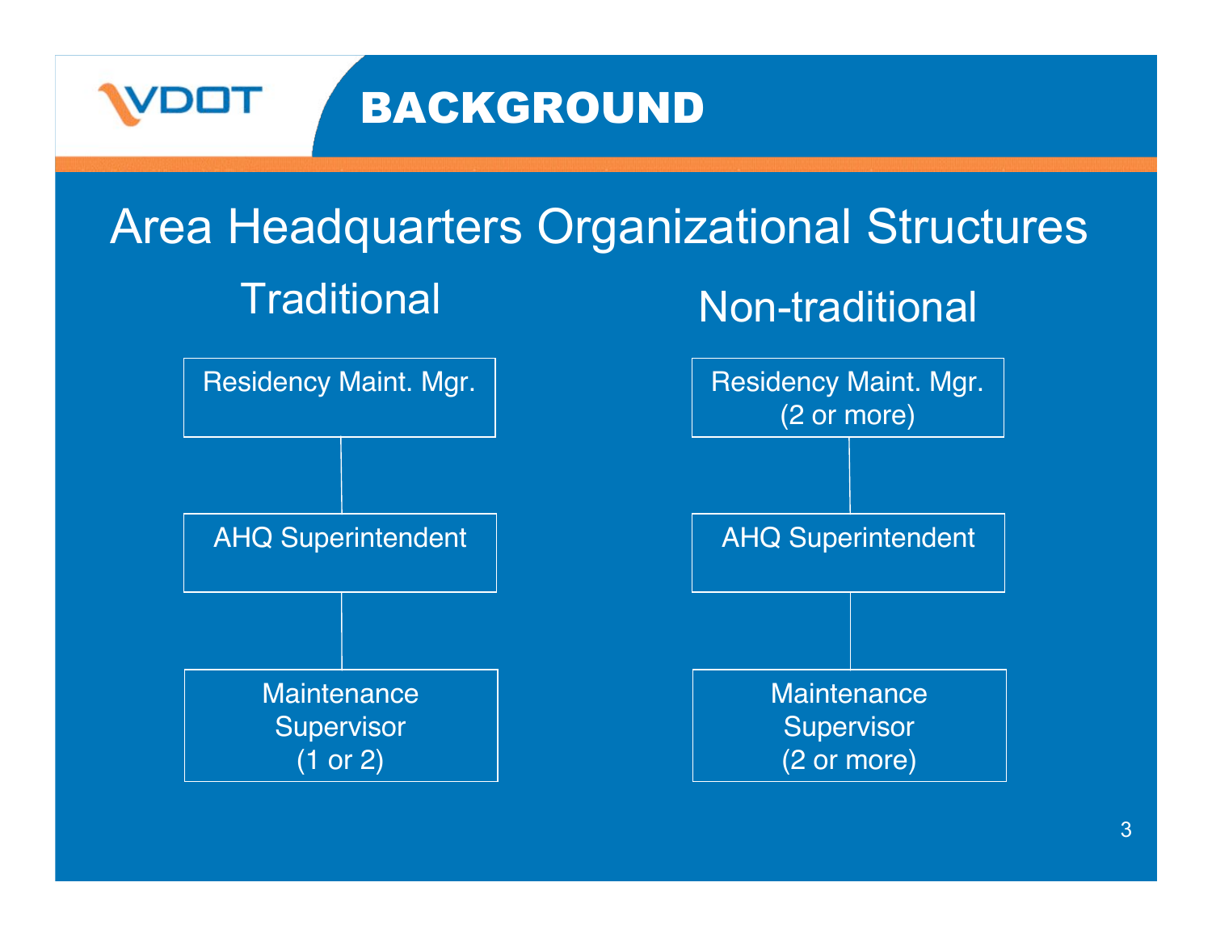# BACKGROUND

## Area Headquarters Organizational Structures

### Traditional

- Residency Maint. Mgr.
  - AHQ Superintendent
    - Maintenance Supervisor (1 or 2)

### Non-traditional

- Residency Maint. Mgr. (2 or more)
  - AHQ Superintendent
    - Maintenance Supervisor (2 or more)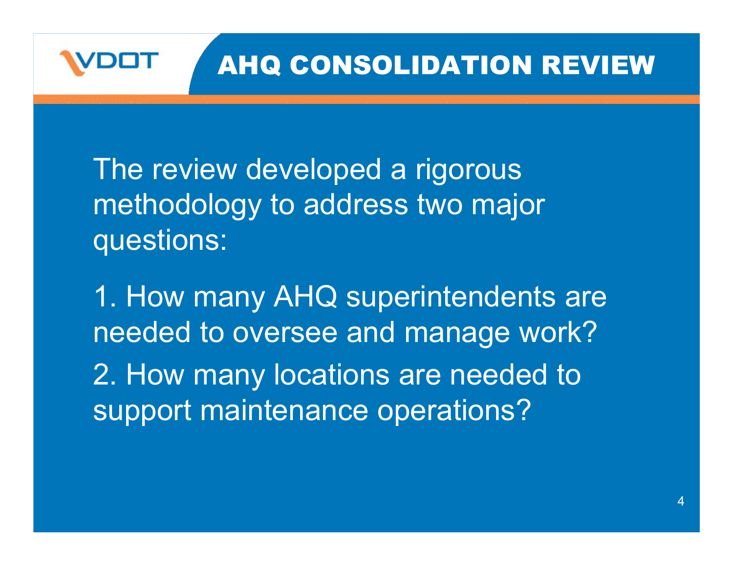# AHQ CONSOLIDATION REVIEW

The review developed a rigorous methodology to address two major questions:

1. How many AHQ superintendents are needed to oversee and manage work?
2. How many locations are needed to support maintenance operations?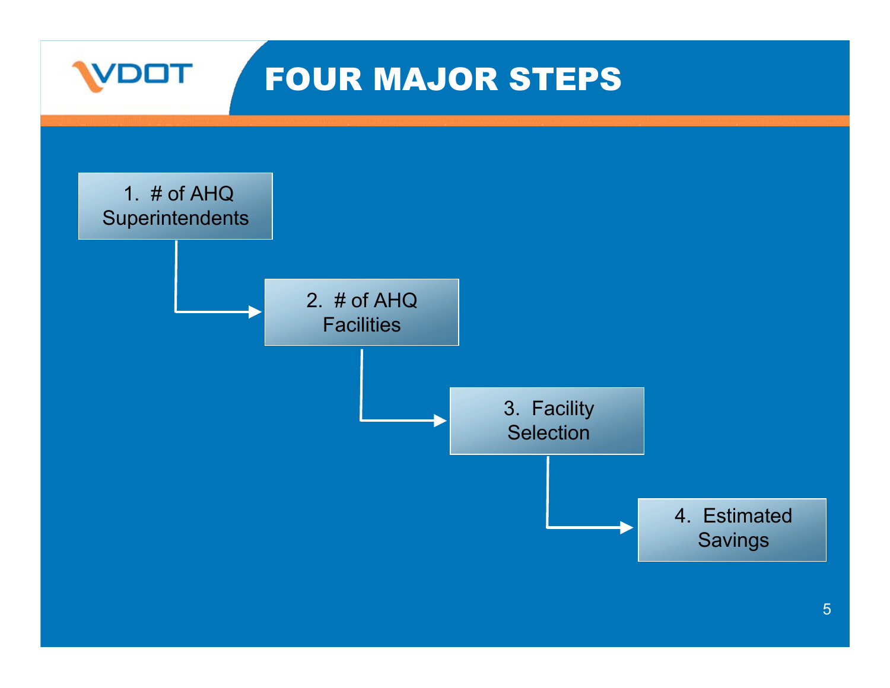# FOUR MAJOR STEPS

1. # of AHQ Superintendents
2. # of AHQ Facilities
3. Facility Selection
4. Estimated Savings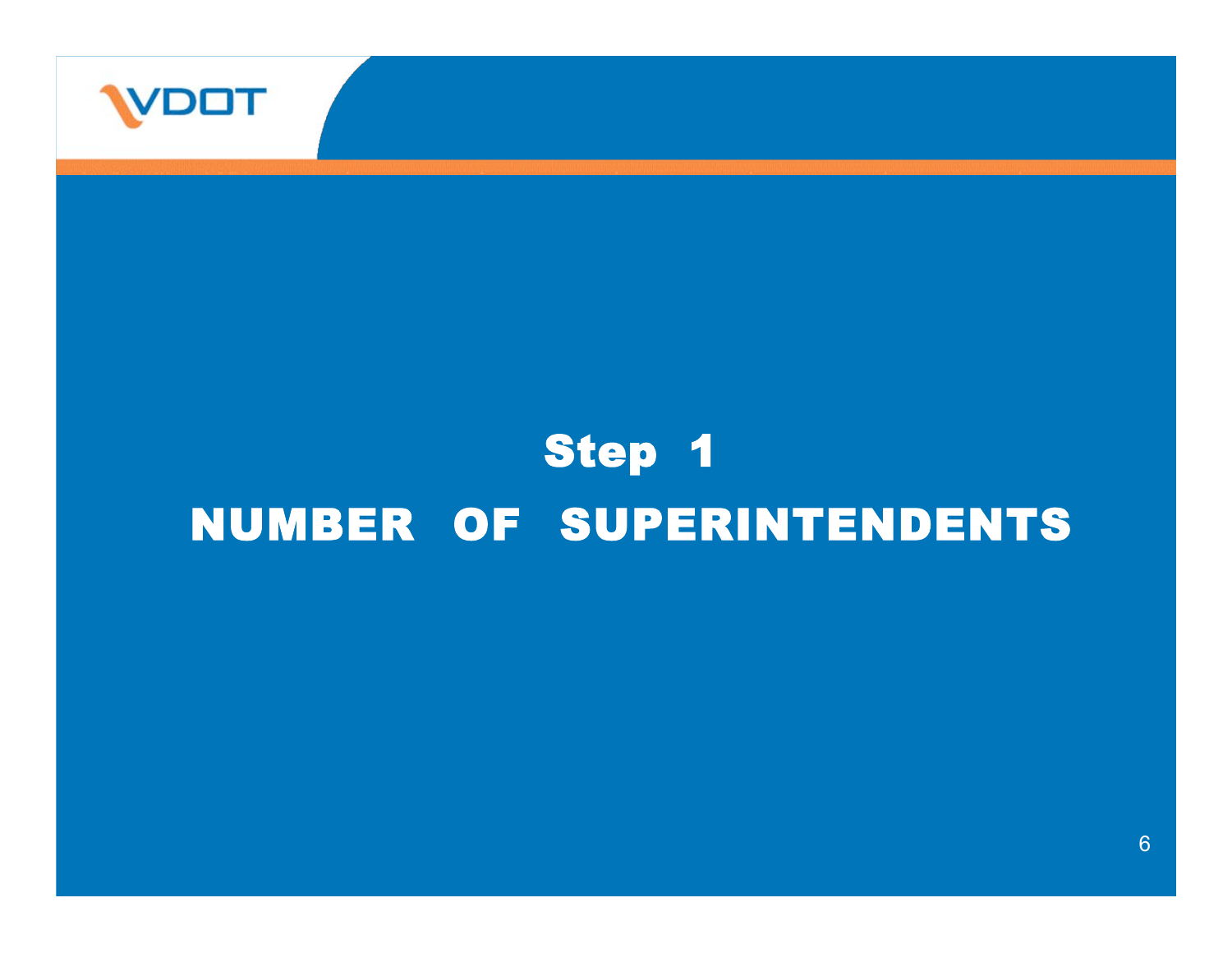# Step 1

# NUMBER OF SUPERINTENDENTS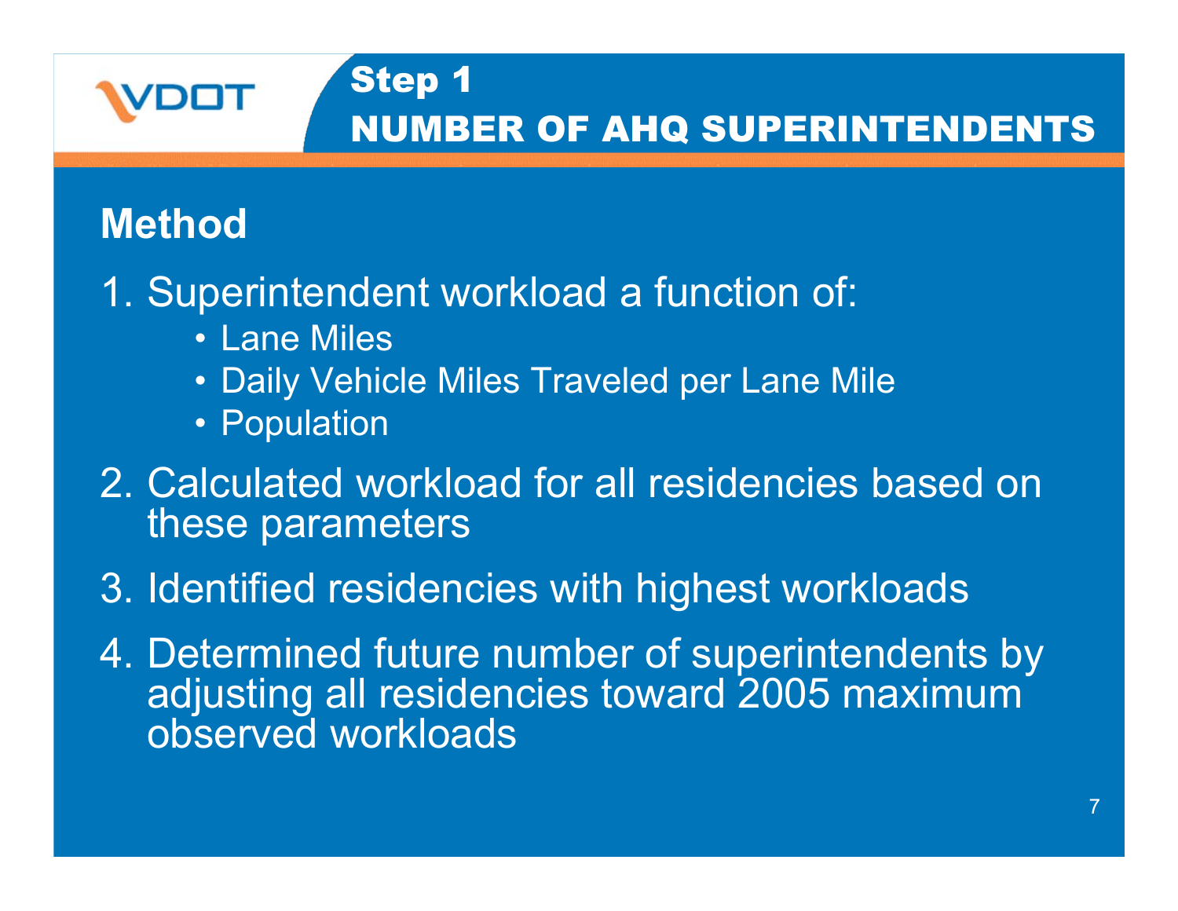VDOT

# Step 1
# NUMBER OF AHQ SUPERINTENDENTS

## Method

1. Superintendent workload a function of:
   - Lane Miles
   - Daily Vehicle Miles Traveled per Lane Mile
   - Population
2. Calculated workload for all residencies based on these parameters
3. Identified residencies with highest workloads
4. Determined future number of superintendents by adjusting all residencies toward 2005 maximum observed workloads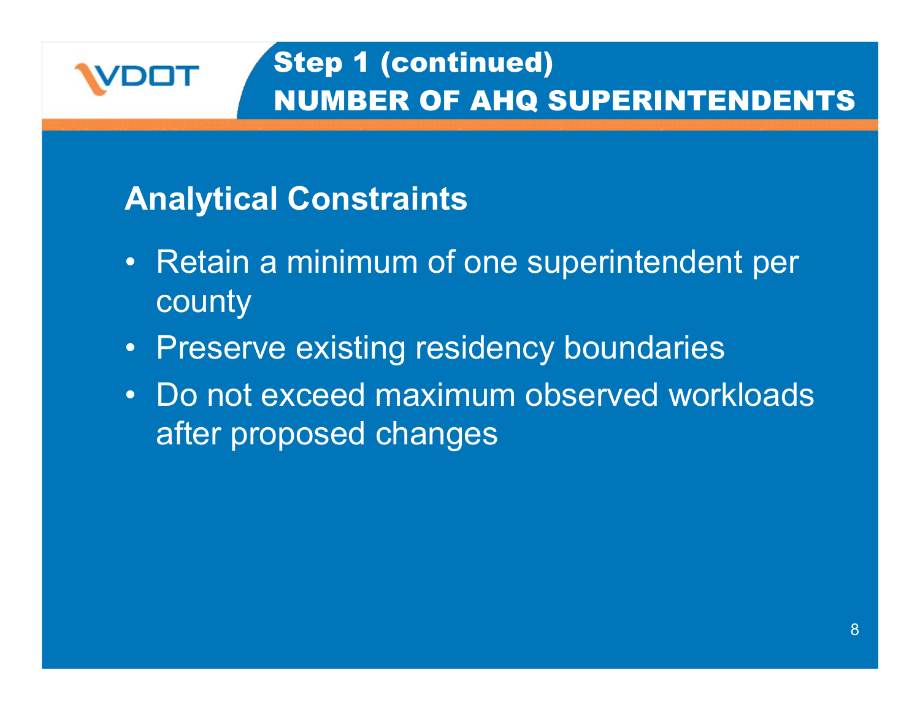# Step 1 (continued)
# NUMBER OF AHQ SUPERINTENDENTS

## Analytical Constraints

- Retain a minimum of one superintendent per county
- Preserve existing residency boundaries
- Do not exceed maximum observed workloads after proposed changes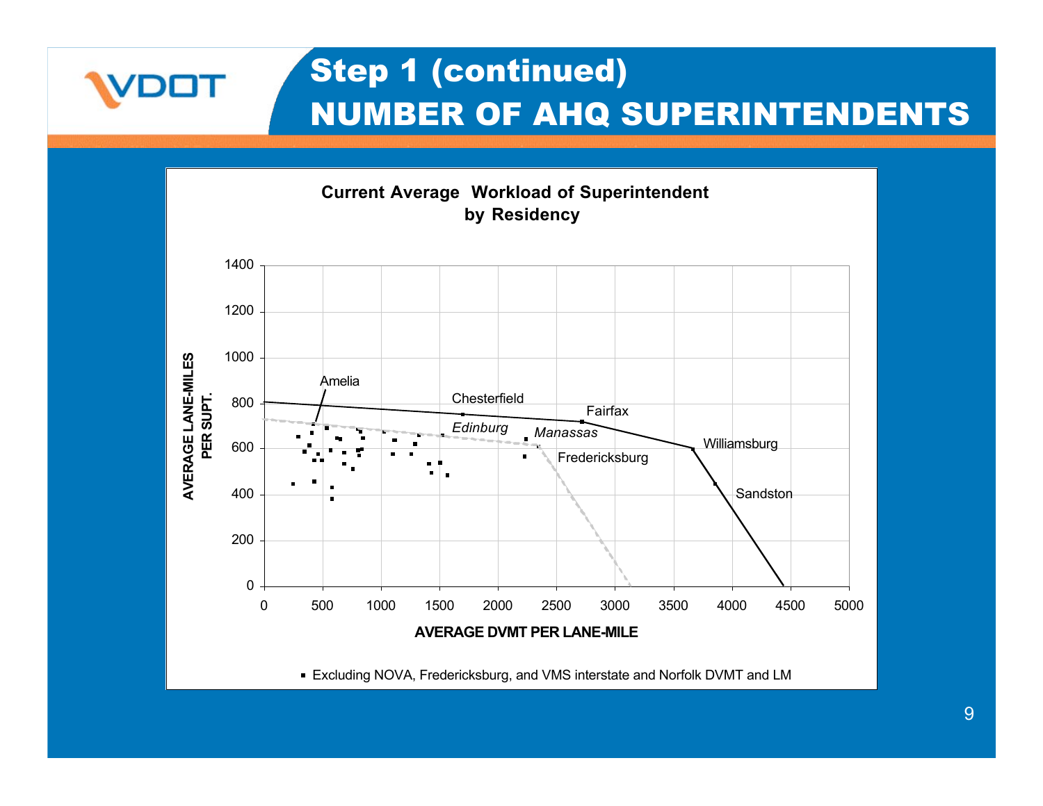# Step 1 (continued)
# NUMBER OF AHQ SUPERINTENDENTS

**Current Average Workload of Superintendent by Residency**

AVERAGE LANE-MILES PER SUPT.

AVERAGE DVMT PER LANE-MILE

Amelia, Chesterfield, Fairfax, Edinburg, Manassas, Fredericksburg, Williamsburg, Sandston

▪ Excluding NOVA, Fredericksburg, and VMS interstate and Norfolk DVMT and LM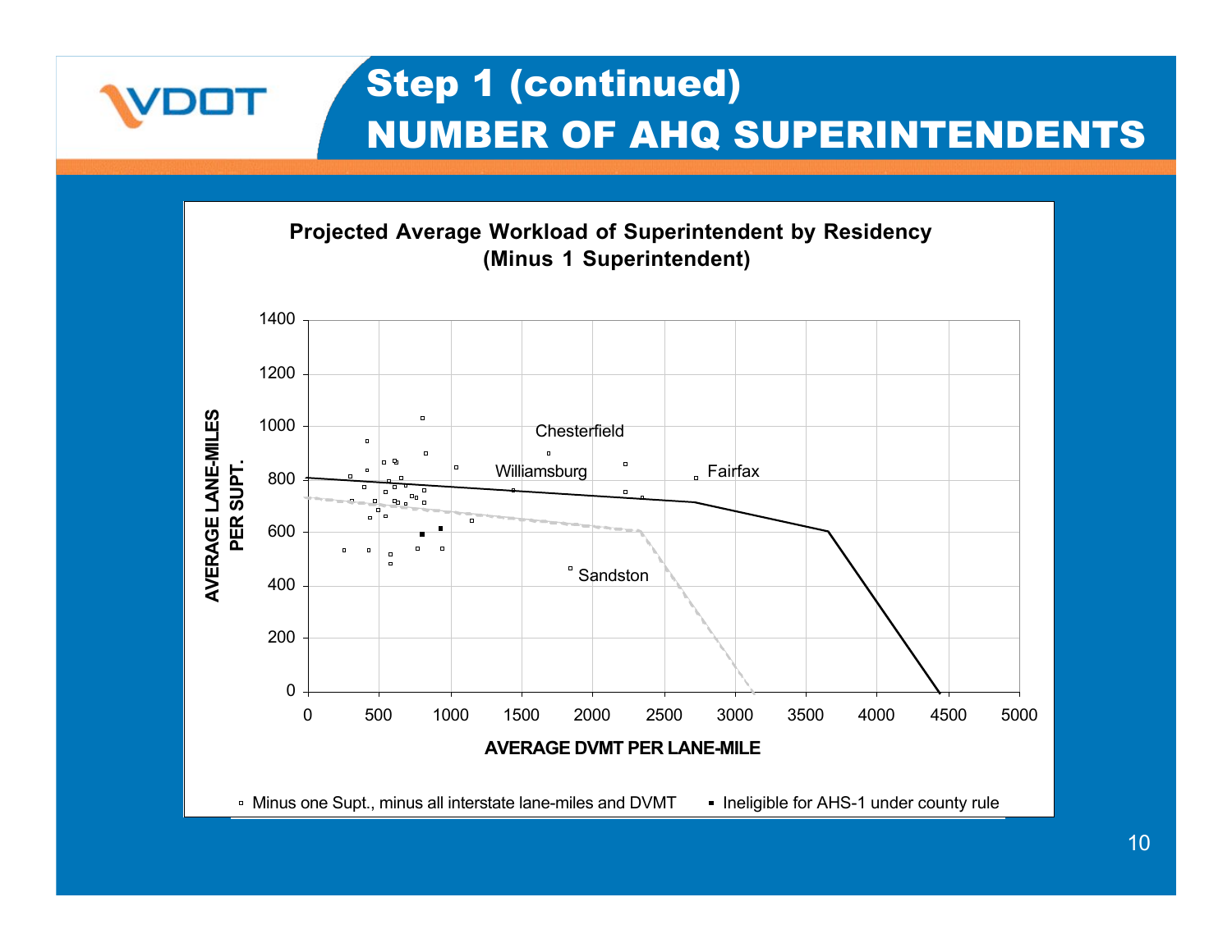# Step 1 (continued)
# NUMBER OF AHQ SUPERINTENDENTS

**Projected Average Workload of Superintendent by Residency (Minus 1 Superintendent)**

AVERAGE LANE-MILES PER SUPT.

1400
1200
1000
800
600
400
200
0

Chesterfield

Williamsburg

Fairfax

Sandston

0 500 1000 1500 2000 2500 3000 3500 4000 4500 5000

**AVERAGE DVMT PER LANE-MILE**

▫ Minus one Supt., minus all interstate lane-miles and DVMT ▪ Ineligible for AHS-1 under county rule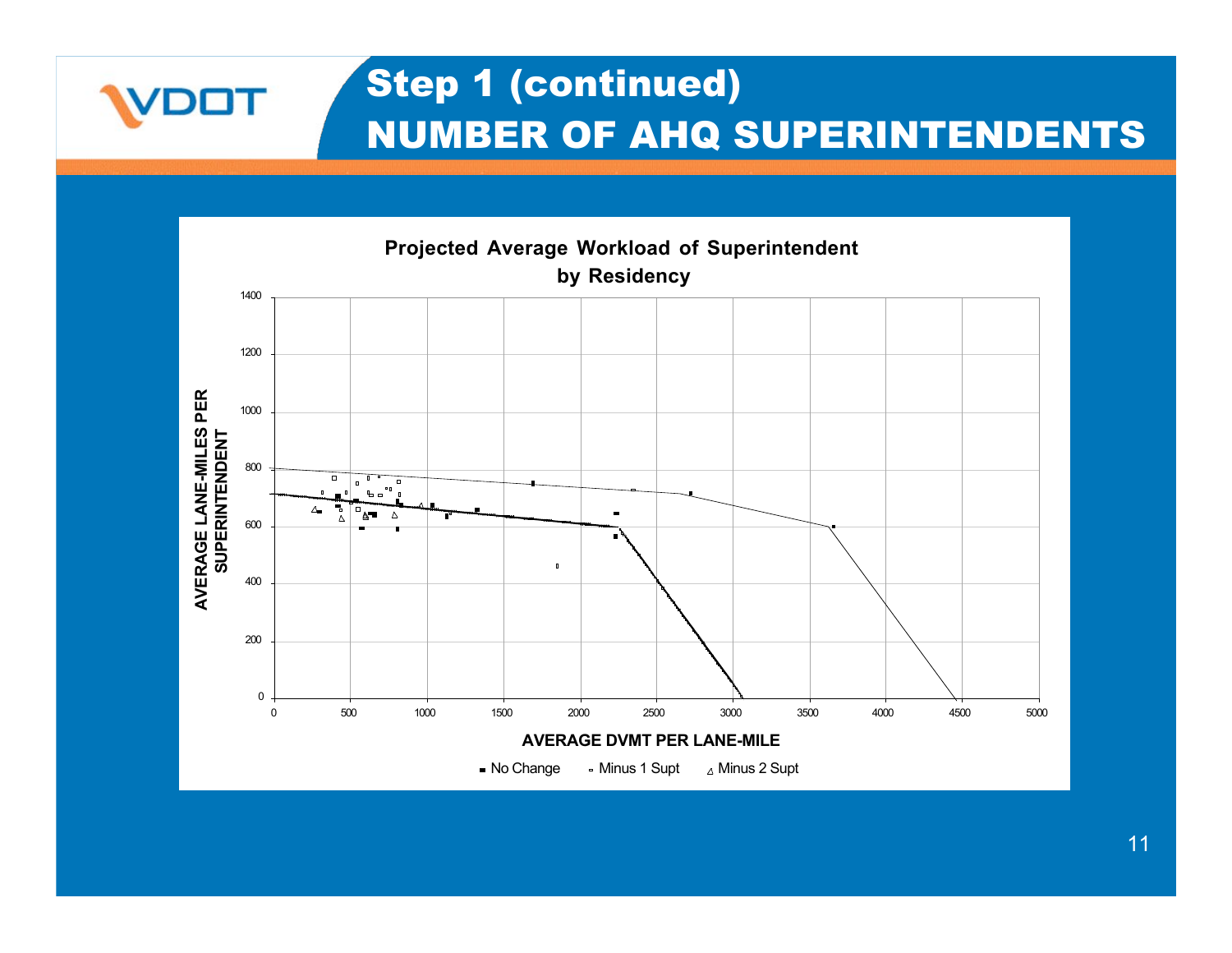# Step 1 (continued)
## NUMBER OF AHQ SUPERINTENDENTS

**Projected Average Workload of Superintendent by Residency**

AVERAGE LANE-MILES PER SUPERINTENDENT

AVERAGE DVMT PER LANE-MILE

No Change · Minus 1 Supt · Minus 2 Supt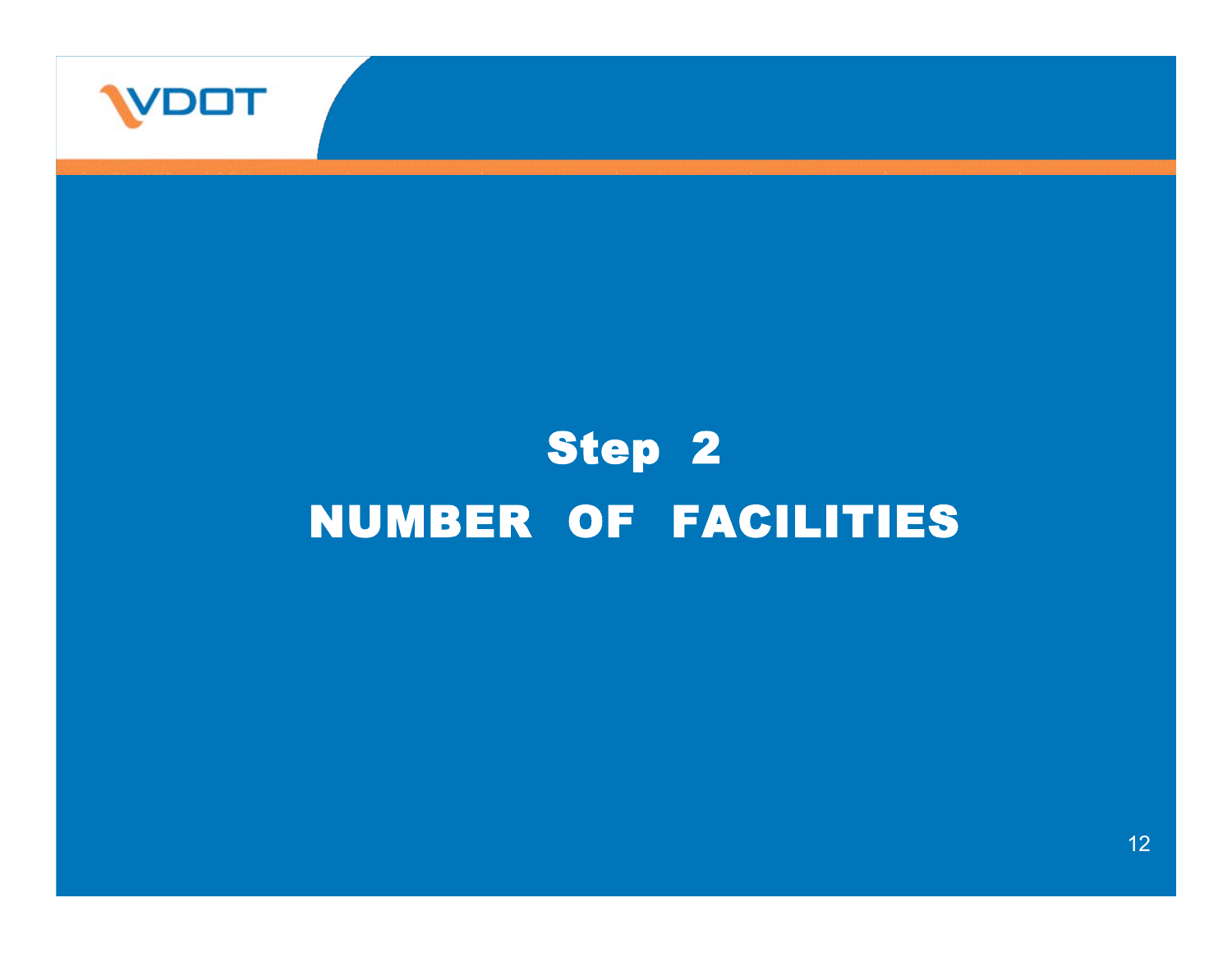# Step 2

# NUMBER OF FACILITIES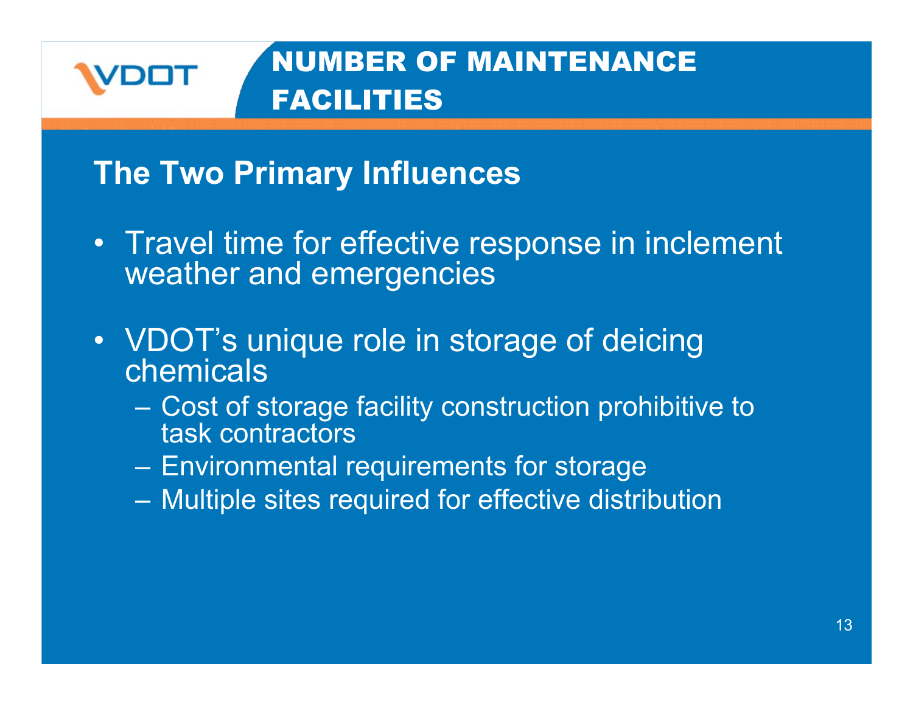# NUMBER OF MAINTENANCE FACILITIES

## The Two Primary Influences

- Travel time for effective response in inclement weather and emergencies
- VDOT's unique role in storage of deicing chemicals
  - Cost of storage facility construction prohibitive to task contractors
  - Environmental requirements for storage
  - Multiple sites required for effective distribution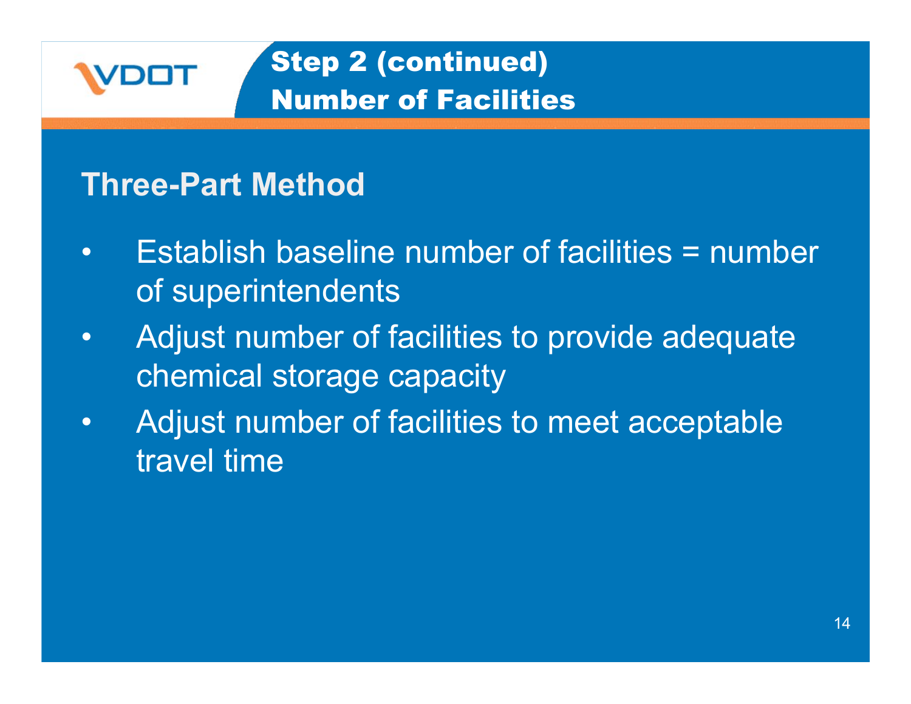# Step 2 (continued)
# Number of Facilities

## Three-Part Method

- Establish baseline number of facilities = number of superintendents
- Adjust number of facilities to provide adequate chemical storage capacity
- Adjust number of facilities to meet acceptable travel time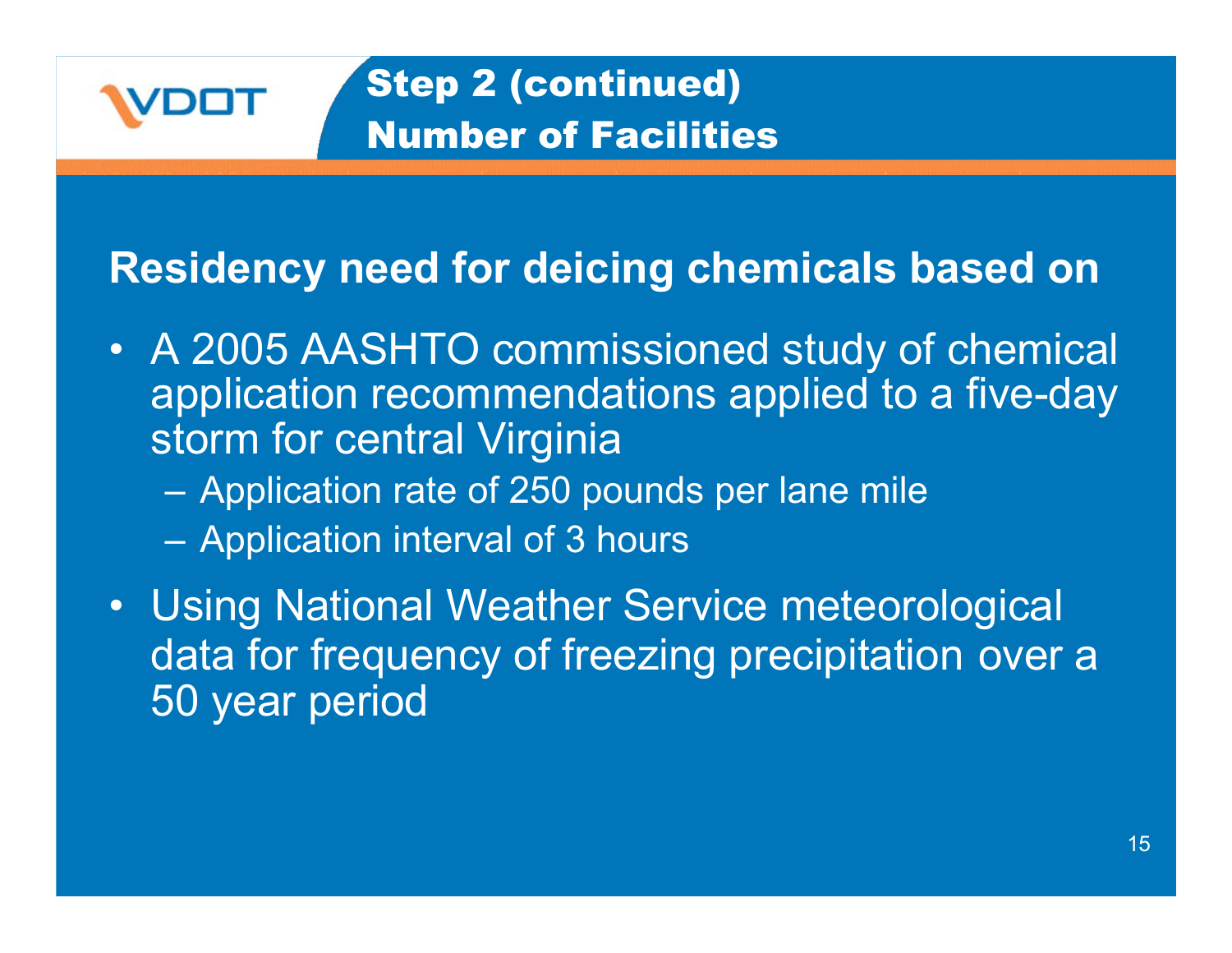# Step 2 (continued) Number of Facilities

**Residency need for deicing chemicals based on**

- A 2005 AASHTO commissioned study of chemical application recommendations applied to a five-day storm for central Virginia
  - Application rate of 250 pounds per lane mile
  - Application interval of 3 hours
- Using National Weather Service meteorological data for frequency of freezing precipitation over a 50 year period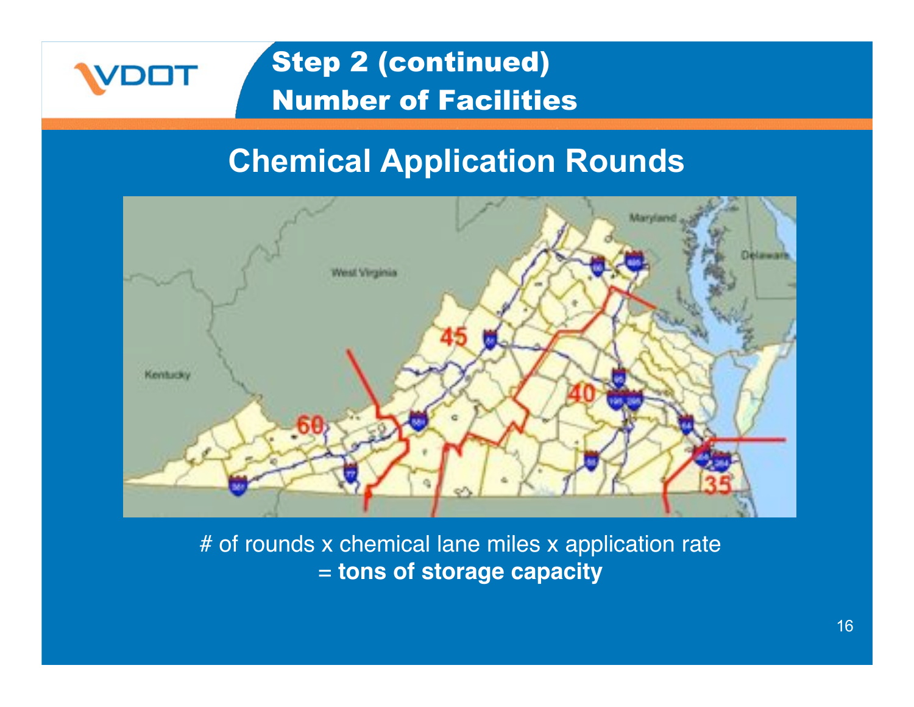# Step 2 (continued) Number of Facilities

## Chemical Application Rounds

\# of rounds x chemical lane miles x application rate
= **tons of storage capacity**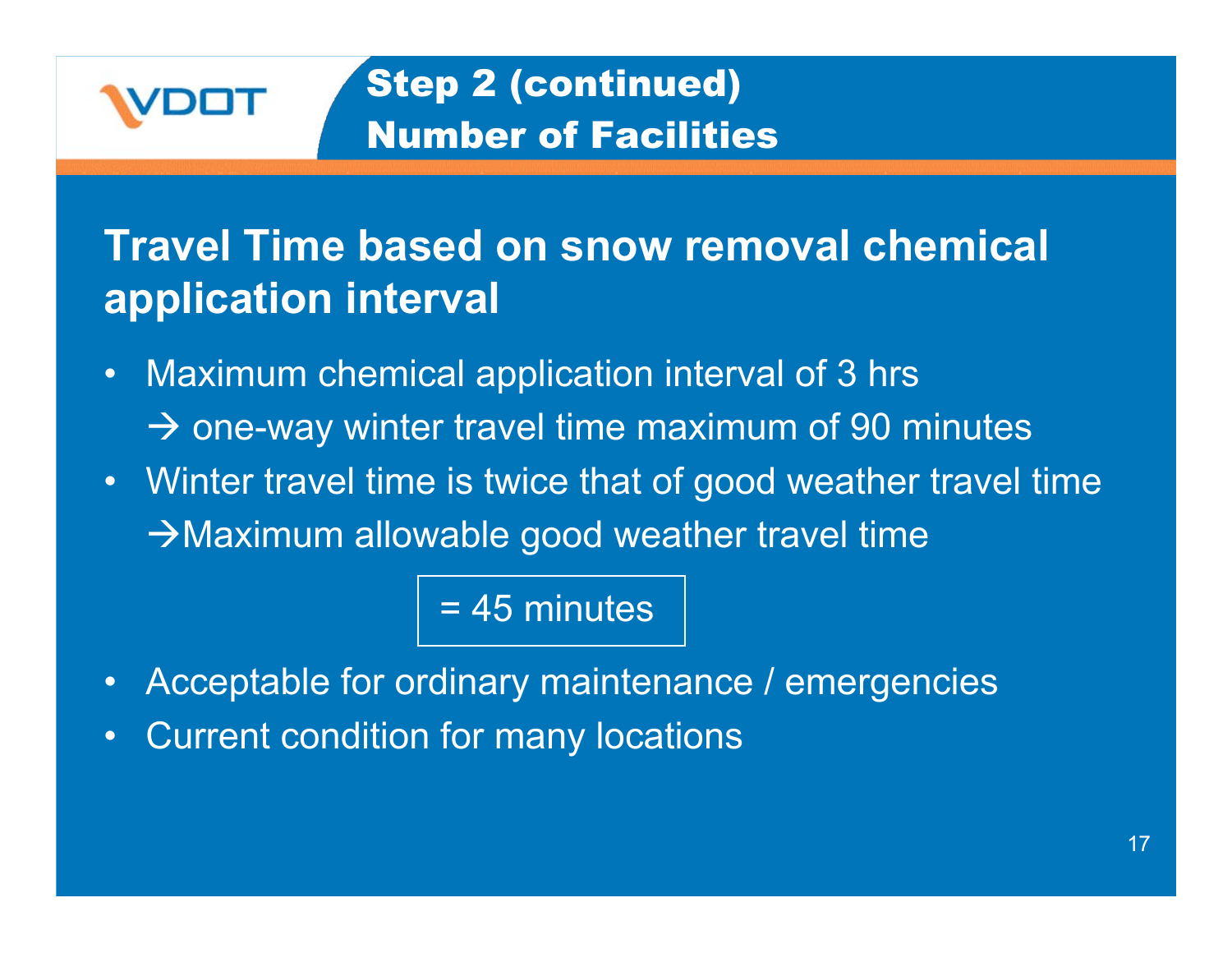VDOT

# Step 2 (continued) Number of Facilities

## Travel Time based on snow removal chemical application interval

- Maximum chemical application interval of 3 hrs
  → one-way winter travel time maximum of 90 minutes
- Winter travel time is twice that of good weather travel time
  →Maximum allowable good weather travel time

  = 45 minutes

- Acceptable for ordinary maintenance / emergencies
- Current condition for many locations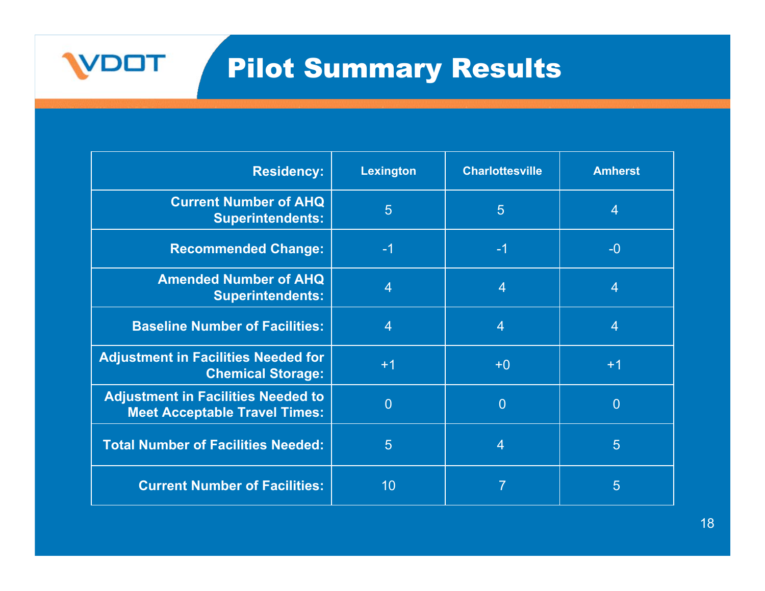# Pilot Summary Results

| Residency: | Lexington | Charlottesville | Amherst |
|---|---|---|---|
| Current Number of AHQ Superintendents: | 5 | 5 | 4 |
| Recommended Change: | -1 | -1 | -0 |
| Amended Number of AHQ Superintendents: | 4 | 4 | 4 |
| Baseline Number of Facilities: | 4 | 4 | 4 |
| Adjustment in Facilities Needed for Chemical Storage: | +1 | +0 | +1 |
| Adjustment in Facilities Needed to Meet Acceptable Travel Times: | 0 | 0 | 0 |
| Total Number of Facilities Needed: | 5 | 4 | 5 |
| Current Number of Facilities: | 10 | 7 | 5 |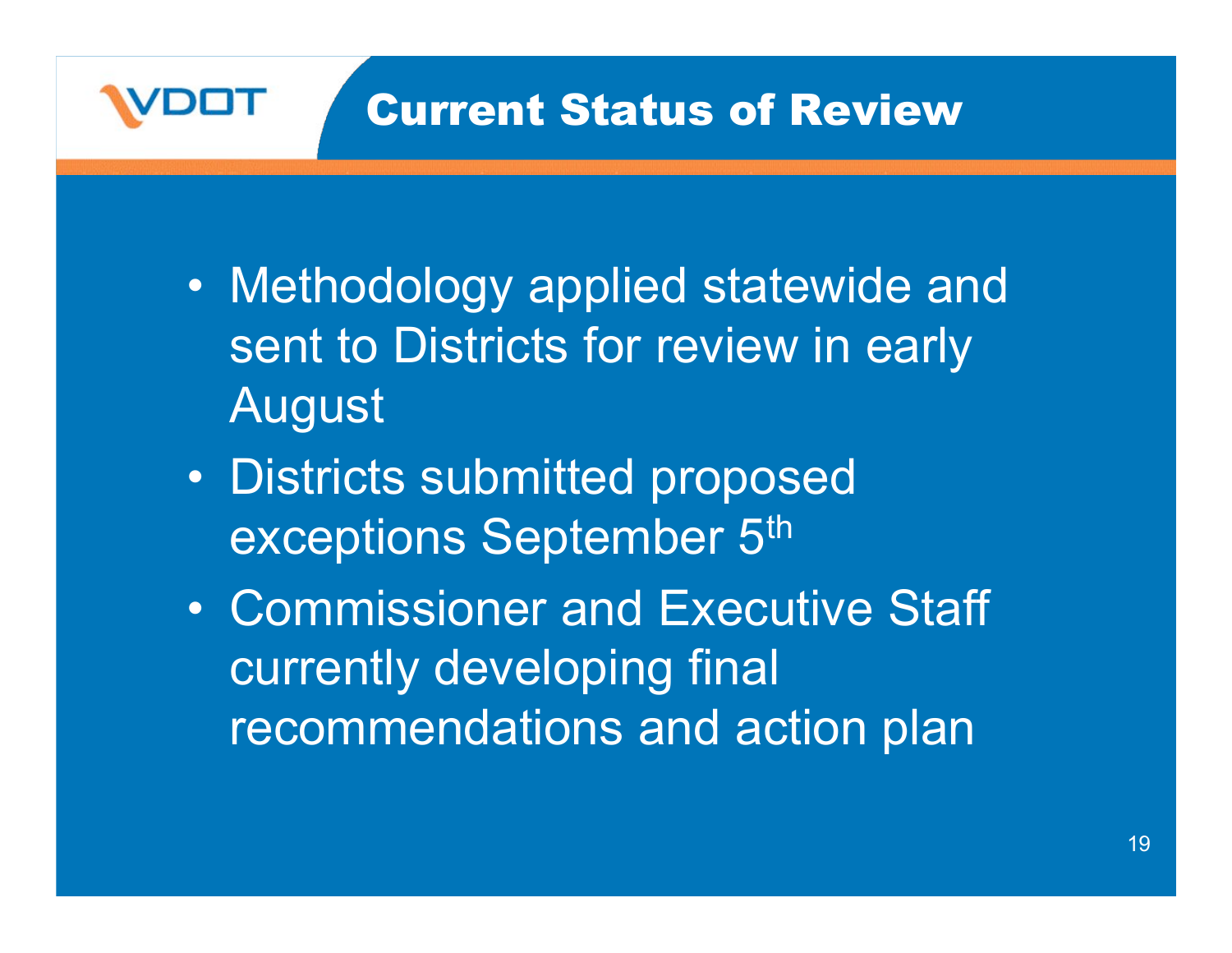# Current Status of Review

- Methodology applied statewide and sent to Districts for review in early August
- Districts submitted proposed exceptions September 5th
- Commissioner and Executive Staff currently developing final recommendations and action plan